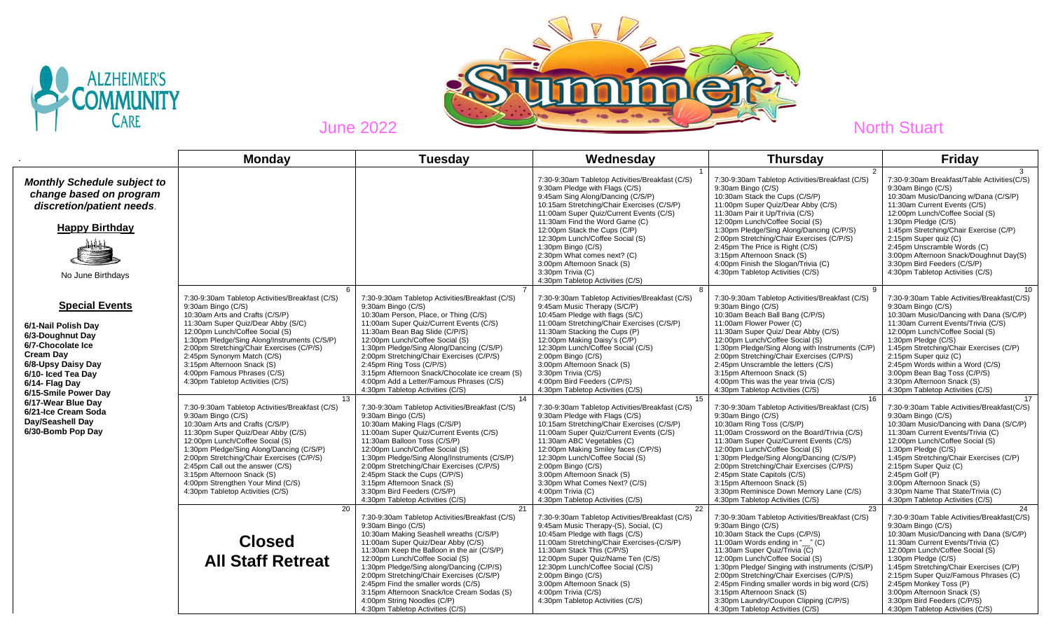# Alzheimer's Community Care

## June 2022 — Summer — North Stuart

| | Monday | Tuesday | Wednesday | Thursday | Friday |
|---|---|---|---|---|---|
| ***Monthly Schedule subject to change based on program discretion/patient needs.***<br><br>**Happy Birthday**<br><br>No June Birthdays | | | 1<br>7:30-9:30am Tabletop Activities/Breakfast (C/S)<br>9:30am Pledge with Flags (C/S)<br>9:45am Sing Along/Dancing (C/S/P)<br>10:15am Stretching/Chair Exercises (C/S/P)<br>11:00am Super Quiz/Current Events (C/S)<br>11:30am Find the Word Game (C)<br>12:00pm Stack the Cups (C/P)<br>12:30pm Lunch/Coffee Social (S)<br>1:30pm Bingo (C/S)<br>2:30pm What comes next? (C)<br>3:00pm Afternoon Snack (S)<br>3:30pm Trivia (C)<br>4:30pm Tabletop Activities (C/S) | 2<br>7:30-9:30am Tabletop Activities/Breakfast (C/S)<br>9:30am Bingo (C/S)<br>10:30am Stack the Cups (C/S/P)<br>11:00pm Super Quiz/Dear Abby (C/S)<br>11:30am Pair it Up/Trivia (C/S)<br>12:00pm Lunch/Coffee Social (S)<br>1:30pm Pledge/Sing Along/Dancing (C/P/S)<br>2:00pm Stretching/Chair Exercises (C/P/S)<br>2:45pm The Price is Right (C/S)<br>3:15pm Afternoon Snack (S)<br>4:00pm Finish the Slogan/Trivia (C)<br>4:30pm Tabletop Activities (C/S) | 3<br>7:30-9:30am Breakfast/Table Activities(C/S)<br>9:30am Bingo (C/S)<br>10:30am Music/Dancing w/Dana (C/S/P)<br>11:30am Current Events (C/S)<br>12:00pm Lunch/Coffee Social (S)<br>1:30pm Pledge (C/S)<br>1:45pm Stretching/Chair Exercise (C/P)<br>2:15pm Super quiz (C)<br>2:45pm Unscramble Words (C)<br>3:00pm Afternoon Snack/Doughnut Day(S)<br>3:30pm Bird Feeders (C/S/P)<br>4:30pm Tabletop Activities (C/S) |
| **Special Events**<br><br>**6/1-Nail Polish Day**<br>**6/3-Doughnut Day**<br>**6/7-Chocolate Ice Cream Day**<br>**6/8-Upsy Daisy Day**<br>**6/10- Iced Tea Day**<br>**6/14- Flag Day**<br>**6/15-Smile Power Day**<br>**6/17-Wear Blue Day**<br>**6/21-Ice Cream Soda Day/Seashell Day**<br>**6/30-Bomb Pop Day** | 6<br>7:30-9:30am Tabletop Activities/Breakfast (C/S)<br>9:30am Bingo (C/S)<br>10:30am Arts and Crafts (C/S/P)<br>11:30am Super Quiz/Dear Abby (S/C)<br>12:00pm Lunch/Coffee Social (S)<br>1:30pm Pledge/Sing Along/Instruments (C/S/P)<br>2:00pm Stretching/Chair Exercises (C/P/S)<br>2:45pm Synonym Match (C/S)<br>3:15pm Afternoon Snack (S)<br>4:00pm Famous Phrases (C/S)<br>4:30pm Tabletop Activities (C/S) | 7<br>7:30-9:30am Tabletop Activities/Breakfast (C/S)<br>9:30am Bingo (C/S)<br>10:30am Person, Place, or Thing (C/S)<br>11:00am Super Quiz/Current Events (C/S)<br>11:30am Bean Bag Slide (C/P/S)<br>12:00pm Lunch/Coffee Social (S)<br>1:30pm Pledge/Sing Along/Dancing (C/S/P)<br>2:00pm Stretching/Chair Exercises (C/P/S)<br>2:45pm Ring Toss (C/P/S)<br>3:15pm Afternoon Snack/Chocolate ice cream (S)<br>4:00pm Add a Letter/Famous Phrases (C/S)<br>4:30pm Tabletop Activities (C/S) | 8<br>7:30-9:30am Tabletop Activities/Breakfast (C/S)<br>9:45am Music Therapy (S/C/P)<br>10:45am Pledge with flags (S/C)<br>11:00am Stretching/Chair Exercises (C/S/P)<br>11:30am Stacking the Cups (P)<br>12:00pm Making Daisy's (C/P)<br>12:30pm Lunch/Coffee Social (C/S)<br>2:00pm Bingo (C/S)<br>3:00pm Afternoon Snack (S)<br>3:30pm Trivia (C/S)<br>4:00pm Bird Feeders (C/P/S)<br>4:30pm Tabletop Activities (C/S) | 9<br>7:30-9:30am Tabletop Activities/Breakfast (C/S)<br>9:30am Bingo (C/S)<br>10:30am Beach Ball Bang (C/P/S)<br>11:00am Flower Power (C)<br>11:30am Super Quiz/ Dear Abby (C/S)<br>12:00pm Lunch/Coffee Social (S)<br>1:30pm Pledge/Sing Along with Instruments (C/P)<br>2:00pm Stretching/Chair Exercises (C/P/S)<br>2:45pm Unscramble the letters (C/S)<br>3:15pm Afternoon Snack (S)<br>4:00pm This was the year trivia (C/S)<br>4:30pm Tabletop Activities (C/S) | 10<br>7:30-9:30am Table Activities/Breakfast(C/S)<br>9:30am Bingo (C/S)<br>10:30am Music/Dancing with Dana (S/C/P)<br>11:30am Current Events/Trivia (C/S)<br>12:00pm Lunch/Coffee Social (S)<br>1:30pm Pledge (C/S)<br>1:45pm Stretching/Chair Exercises (C/P)<br>2:15pm Super quiz (C)<br>2:45pm Words within a Word (C/S)<br>3:00pm Bean Bag Toss (C/P/S)<br>3:30pm Afternoon Snack (S)<br>4:30pm Tabletop Activities (C/S) |
| | 13<br>7:30-9:30am Tabletop Activities/Breakfast (C/S)<br>9:30am Bingo (C/S)<br>10:30am Arts and Crafts (C/S/P)<br>11:30pm Super Quiz/Dear Abby (C/S)<br>12:00pm Lunch/Coffee Social (S)<br>1:30pm Pledge/Sing Along/Dancing (C/S/P)<br>2:00pm Stretching/Chair Exercises (C/P/S)<br>2:45pm Call out the answer (C/S)<br>3:15pm Afternoon Snack (S)<br>4:00pm Strengthen Your Mind (C/S)<br>4:30pm Tabletop Activities (C/S) | 14<br>7:30-9:30am Tabletop Activities/Breakfast (C/S)<br>9:30am Bingo (C/S)<br>10:30am Making Flags (C/S/P)<br>11:00am Super Quiz/Current Events (C/S)<br>11:30am Balloon Toss (C/S/P)<br>12:00pm Lunch/Coffee Social (S)<br>1:30pm Pledge/Sing Along/Instruments (C/S/P)<br>2:00pm Stretching/Chair Exercises (C/P/S)<br>2:45pm Stack the Cups (C/P/S)<br>3:15pm Afternoon Snack (S)<br>3:30pm Bird Feeders (C/S/P)<br>4:30pm Tabletop Activities (C/S) | 15<br>7:30-9:30am Tabletop Activities/Breakfast (C/S)<br>9:30am Pledge with Flags (C/S)<br>10:15am Stretching/Chair Exercises (C/S/P)<br>11:00am Super Quiz/Current Events (C/S)<br>11:30am ABC Vegetables (C)<br>12:00pm Making Smiley faces (C/P/S)<br>12:30pm Lunch/Coffee Social (S)<br>2:00pm Bingo (C/S)<br>3:00pm Afternoon Snack (S)<br>3:30pm What Comes Next? (C/S)<br>4:00pm Trivia (C)<br>4:30pm Tabletop Activities (C/S) | 16<br>7:30-9:30am Tabletop Activities/Breakfast (C/S)<br>9:30am Bingo (C/S)<br>10:30am Ring Toss (C/S/P)<br>11;00am Crossword on the Board/Trivia (C/S)<br>11:30am Super Quiz/Current Events (C/S)<br>12:00pm Lunch/Coffee Social (S)<br>1:30pm Pledge/Sing Along/Dancing (C/S/P)<br>2:00pm Stretching/Chair Exercises (C/P/S)<br>2:45pm State Capitols (C/S)<br>3:15pm Afternoon Snack (S)<br>3:30pm Reminisce Down Memory Lane (C/S)<br>4:30pm Tabletop Activities (C/S) | 17<br>7:30-9:30am Table Activities/Breakfast(C/S)<br>9:30am Bingo (C/S)<br>10:30am Music/Dancing with Dana (S/C/P)<br>11:30am Current Events/Trivia (C)<br>12:00pm Lunch/Coffee Social (S)<br>1:30pm Pledge (C/S)<br>1:45pm Stretching/Chair Exercises (C/P)<br>2:15pm Super Quiz (C)<br>2:45pm Golf (P)<br>3:00pm Afternoon Snack (S)<br>3:30pm Name That State/Trivia (C)<br>4:30pm Tabletop Activities (C/S) |
| | 20<br>**Closed**<br>**All Staff Retreat** | 21<br>7:30-9:30am Tabletop Activities/Breakfast (C/S)<br>9:30am Bingo (C/S)<br>10:30am Making Seashell wreaths (C/S/P)<br>11:00am Super Quiz/Dear Abby (C/S)<br>11:30am Keep the Balloon in the air (C/S/P)<br>12:00pm Lunch/Coffee Social (S)<br>1:30pm Pledge/Sing along/Dancing (C/P/S)<br>2:00pm Stretching/Chair Exercises (C/S/P)<br>2:45pm Find the smaller words (C/S)<br>3:15pm Afternoon Snack/Ice Cream Sodas (S)<br>4:00pm String Noodles (C/P)<br>4:30pm Tabletop Activities (C/S) | 22<br>7:30-9:30am Tabletop Activities/Breakfast (C/S)<br>9:45am Music Therapy-(S), Social, (C)<br>10:45am Pledge with flags (C/S)<br>11:00am Stretching/Chair Exercises-(C/S/P)<br>11:30am Stack This (C/P/S)<br>12:00pm Super Quiz/Name Ten (C/S)<br>12:30pm Lunch/Coffee Social (C/S)<br>2:00pm Bingo (C/S)<br>3:00pm Afternoon Snack (S)<br>4:00pm Trivia (C/S)<br>4:30pm Tabletop Activities (C/S) | 23<br>7:30-9:30am Tabletop Activities/Breakfast (C/S)<br>9:30am Bingo (C/S)<br>10:30am Stack the Cups (C/P/S)<br>11:00am Words ending in "__" (C)<br>11:30am Super Quiz/Trivia (C)<br>12:00pm Lunch/Coffee Social (S)<br>1:30pm Pledge/ Singing with instruments (C/S/P)<br>2:00pm Stretching/Chair Exercises (C/P/S)<br>2:45pm Finding smaller words in big word (C/S)<br>3:15pm Afternoon Snack (S)<br>3:30pm Laundry/Coupon Clipping (C/P/S)<br>4:30pm Tabletop Activities (C/S) | 24<br>7:30-9:30am Table Activities/Breakfast(C/S)<br>9:30am Bingo (C/S)<br>10:30am Music/Dancing with Dana (S/C/P)<br>11:30am Current Events/Trivia (C)<br>12:00pm Lunch/Coffee Social (S)<br>1:30pm Pledge (C/S)<br>1:45pm Stretching/Chair Exercises (C/P)<br>2:15pm Super Quiz/Famous Phrases (C)<br>2:45pm Monkey Toss (P)<br>3:00pm Afternoon Snack (S)<br>3:30pm Bird Feeders (C/P/S)<br>4:30pm Tabletop Activities (C/S) |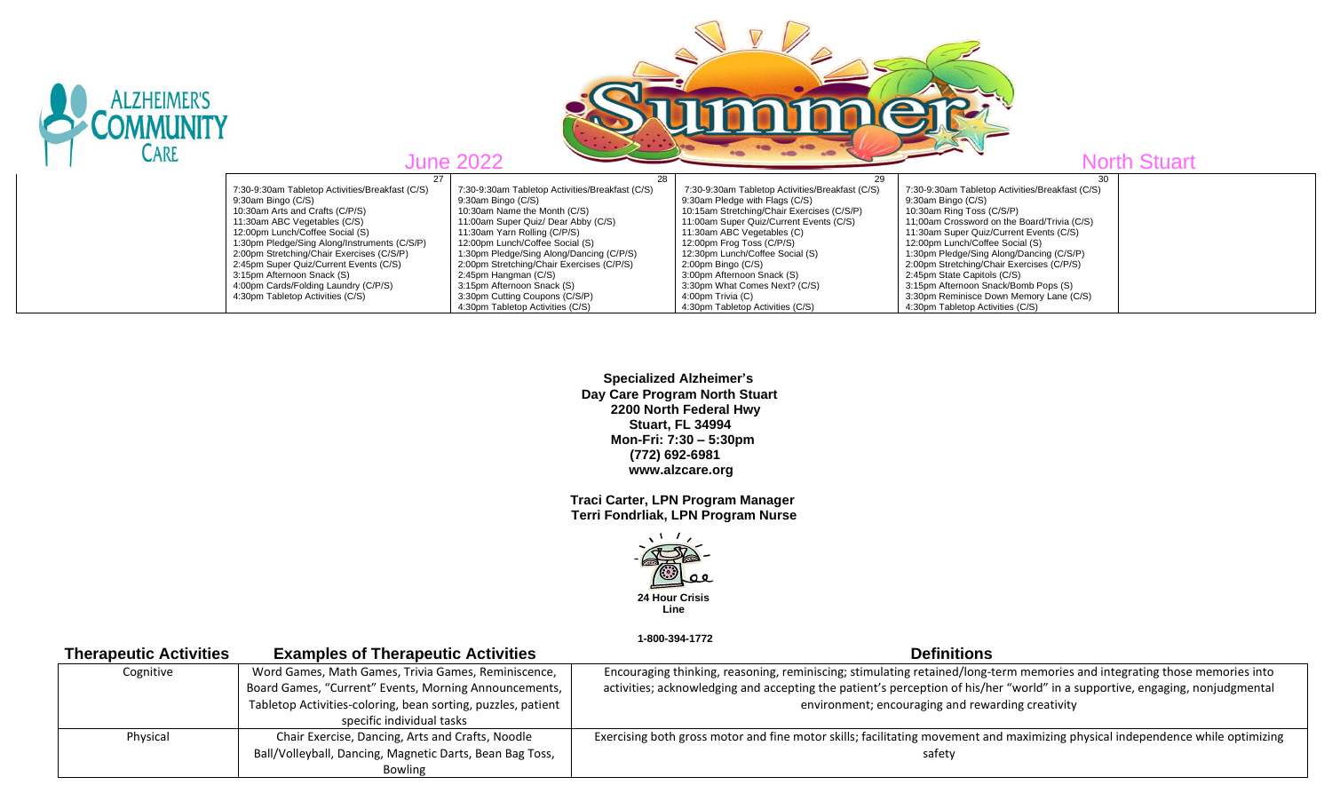ALZHEIMER'S COMMUNITY CARE

# Summer

June 2022 — North Stuart

| | 27 | 28 | 29 | 30 | |
|---|---|---|---|---|---|
| | 7:30-9:30am Tabletop Activities/Breakfast (C/S)<br>9:30am Bingo (C/S)<br>10:30am Arts and Crafts (C/P/S)<br>11:30am ABC Vegetables (C/S)<br>12:00pm Lunch/Coffee Social (S)<br>1:30pm Pledge/Sing Along/Instruments (C/S/P)<br>2:00pm Stretching/Chair Exercises (C/S/P)<br>2:45pm Super Quiz/Current Events (C/S)<br>3:15pm Afternoon Snack (S)<br>4:00pm Cards/Folding Laundry (C/P/S)<br>4:30pm Tabletop Activities (C/S) | 7:30-9:30am Tabletop Activities/Breakfast (C/S)<br>9:30am Bingo (C/S)<br>10:30am Name the Month (C/S)<br>11:00am Super Quiz/ Dear Abby (C/S)<br>11:30am Yarn Rolling (C/P/S)<br>12:00pm Lunch/Coffee Social (S)<br>1:30pm Pledge/Sing Along/Dancing (C/P/S)<br>2:00pm Stretching/Chair Exercises (C/P/S)<br>2:45pm Hangman (C/S)<br>3:15pm Afternoon Snack (S)<br>3:30pm Cutting Coupons (C/S/P)<br>4:30pm Tabletop Activities (C/S) | 7:30-9:30am Tabletop Activities/Breakfast (C/S)<br>9:30am Pledge with Flags (C/S)<br>10:15am Stretching/Chair Exercises (C/S/P)<br>11:00am Super Quiz/Current Events (C/S)<br>11:30am ABC Vegetables (C)<br>12:00pm Frog Toss (C/P/S)<br>12:30pm Lunch/Coffee Social (S)<br>2:00pm Bingo (C/S)<br>3:00pm Afternoon Snack (S)<br>3:30pm What Comes Next? (C/S)<br>4:00pm Trivia (C)<br>4:30pm Tabletop Activities (C/S) | 7:30-9:30am Tabletop Activities/Breakfast (C/S)<br>9:30am Bingo (C/S)<br>10:30am Ring Toss (C/S/P)<br>11;00am Crossword on the Board/Trivia (C/S)<br>11:30am Super Quiz/Current Events (C/S)<br>12:00pm Lunch/Coffee Social (S)<br>1:30pm Pledge/Sing Along/Dancing (C/S/P)<br>2:00pm Stretching/Chair Exercises (C/P/S)<br>2:45pm State Capitols (C/S)<br>3:15pm Afternoon Snack/Bomb Pops (S)<br>3:30pm Reminisce Down Memory Lane (C/S)<br>4:30pm Tabletop Activities (C/S) | |

**Specialized Alzheimer's Day Care Program North Stuart**
**2200 North Federal Hwy**
**Stuart, FL 34994**
**Mon-Fri: 7:30 – 5:30pm**
**(772) 692-6981**
**www.alzcare.org**

**Traci Carter, LPN Program Manager**
**Terri Fondrliak, LPN Program Nurse**

**24 Hour Crisis Line**

**1-800-394-1772**

| Therapeutic Activities | Examples of Therapeutic Activities | Definitions |
|---|---|---|
| Cognitive | Word Games, Math Games, Trivia Games, Reminiscence, Board Games, "Current" Events, Morning Announcements, Tabletop Activities-coloring, bean sorting, puzzles, patient specific individual tasks | Encouraging thinking, reasoning, reminiscing; stimulating retained/long-term memories and integrating those memories into activities; acknowledging and accepting the patient's perception of his/her "world" in a supportive, engaging, nonjudgmental environment; encouraging and rewarding creativity |
| Physical | Chair Exercise, Dancing, Arts and Crafts, Noodle Ball/Volleyball, Dancing, Magnetic Darts, Bean Bag Toss, Bowling | Exercising both gross motor and fine motor skills; facilitating movement and maximizing physical independence while optimizing safety |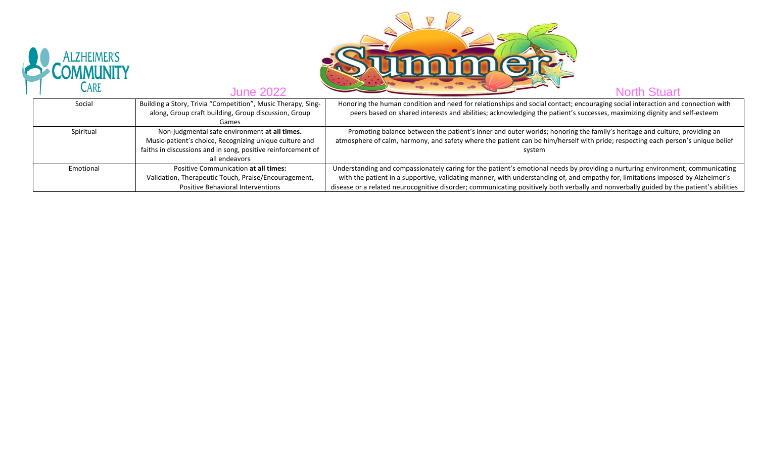June 2022

North Stuart

| | | |
|---|---|---|
| Social | Building a Story, Trivia "Competition", Music Therapy, Sing-along, Group craft building, Group discussion, Group Games | Honoring the human condition and need for relationships and social contact; encouraging social interaction and connection with peers based on shared interests and abilities; acknowledging the patient's successes, maximizing dignity and self-esteem |
| Spiritual | Non-judgmental safe environment **at all times.** Music-patient's choice, Recognizing unique culture and faiths in discussions and in song, positive reinforcement of all endeavors | Promoting balance between the patient's inner and outer worlds; honoring the family's heritage and culture, providing an atmosphere of calm, harmony, and safety where the patient can be him/herself with pride; respecting each person's unique belief system |
| Emotional | Positive Communication **at all times:** Validation, Therapeutic Touch, Praise/Encouragement, Positive Behavioral Interventions | Understanding and compassionately caring for the patient's emotional needs by providing a nurturing environment; communicating with the patient in a supportive, validating manner, with understanding of, and empathy for, limitations imposed by Alzheimer's disease or a related neurocognitive disorder; communicating positively both verbally and nonverbally guided by the patient's abilities |